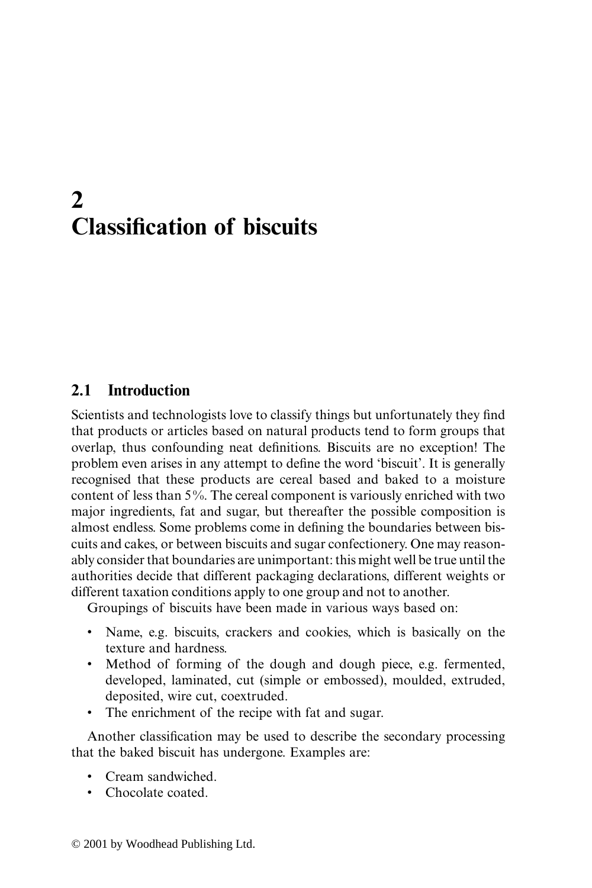# 2 Classification of biscuits

## 2.1 Introduction

Scientists and technologists love to classify things but unfortunately they find that products or articles based on natural products tend to form groups that overlap, thus confounding neat definitions. Biscuits are no exception! The problem even arises in any attempt to define the word 'biscuit'. It is generally recognised that these products are cereal based and baked to a moisture content of less than 5%. The cereal component is variously enriched with two major ingredients, fat and sugar, but thereafter the possible composition is almost endless. Some problems come in defining the boundaries between biscuits and cakes, or between biscuits and sugar confectionery. One may reasonably consider that boundaries are unimportant: this might well be true until the authorities decide that different packaging declarations, different weights or different taxation conditions apply to one group and not to another.

Groupings of biscuits have been made in various ways based on:

- Name, e.g. biscuits, crackers and cookies, which is basically on the texture and hardness.
- Method of forming of the dough and dough piece, e.g. fermented, developed, laminated, cut (simple or embossed), moulded, extruded, deposited, wire cut, coextruded.
- The enrichment of the recipe with fat and sugar.

Another classification may be used to describe the secondary processing that the baked biscuit has undergone. Examples are:

- Cream sandwiched.
- Chocolate coated.

© 2001 by Woodhead Publishing Ltd.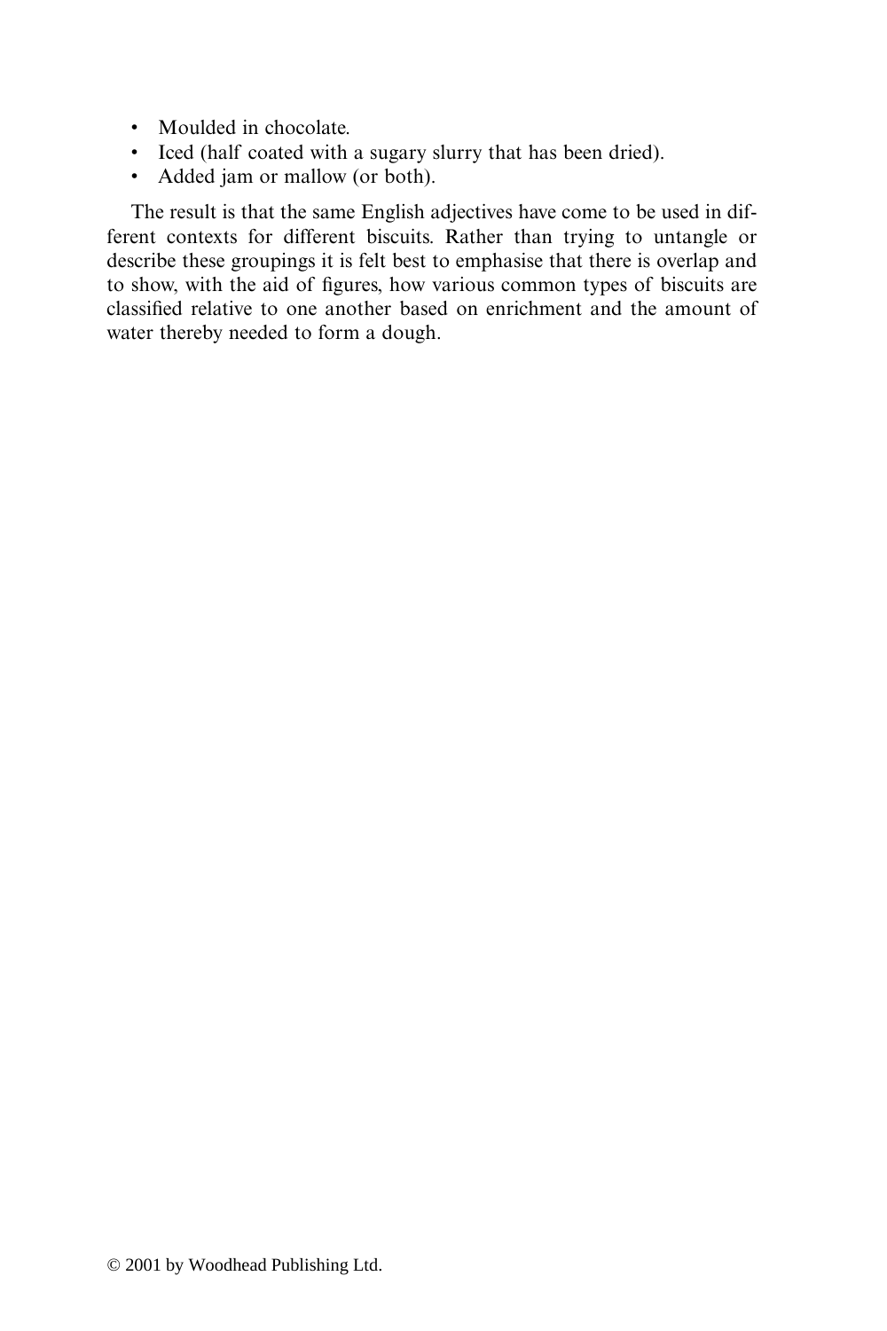- Moulded in chocolate.
- Iced (half coated with a sugary slurry that has been dried).
- Added jam or mallow (or both).

The result is that the same English adjectives have come to be used in different contexts for different biscuits. Rather than trying to untangle or describe these groupings it is felt best to emphasise that there is overlap and to show, with the aid of figures, how various common types of biscuits are classified relative to one another based on enrichment and the amount of water thereby needed to form a dough.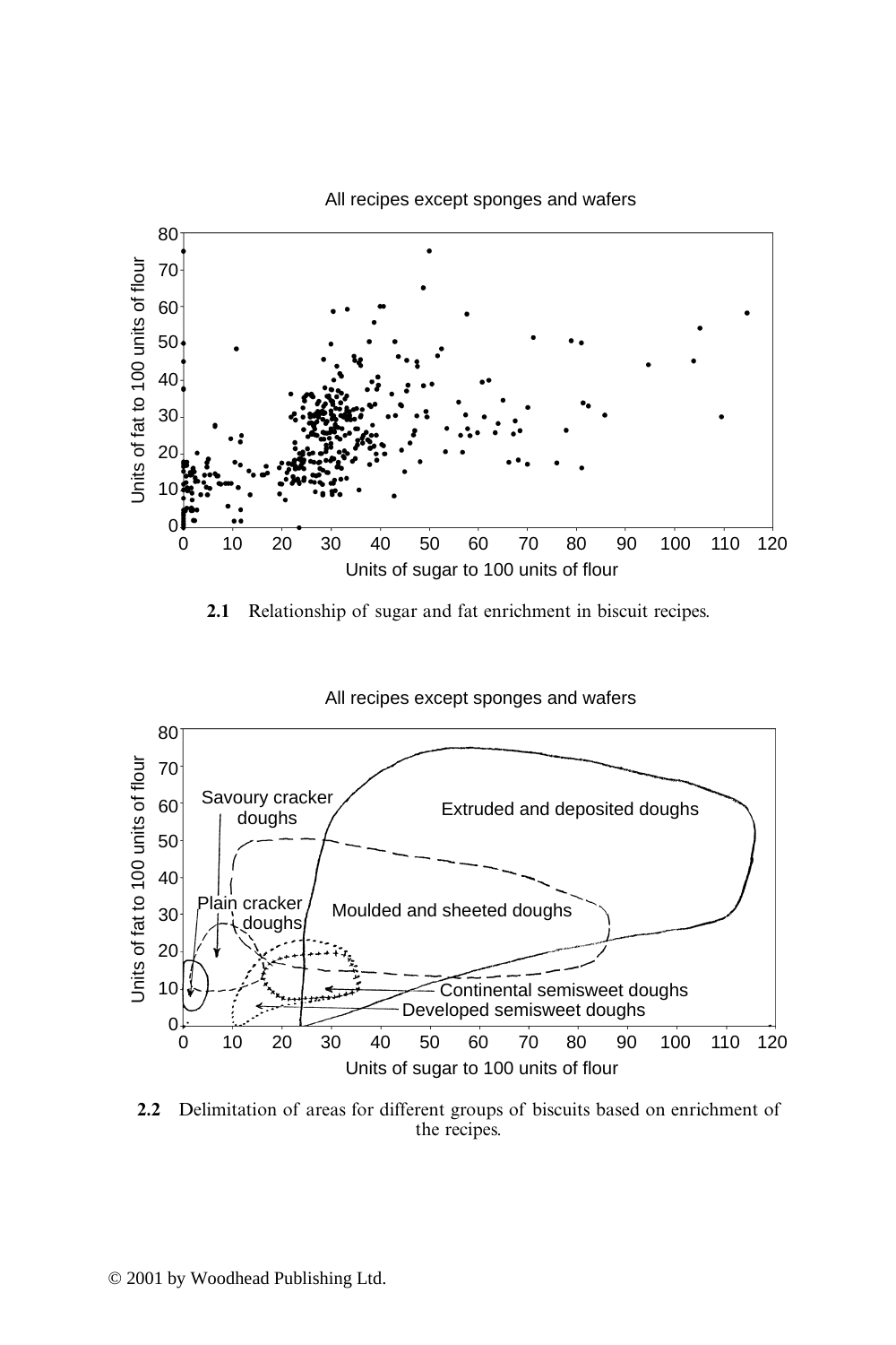**2.1** Relationship of sugar and fat enrichment in biscuit recipes.

**2.2** Delimitation of areas for different groups of biscuits based on enrichment of the recipes.

© 2001 by Woodhead Publishing Ltd.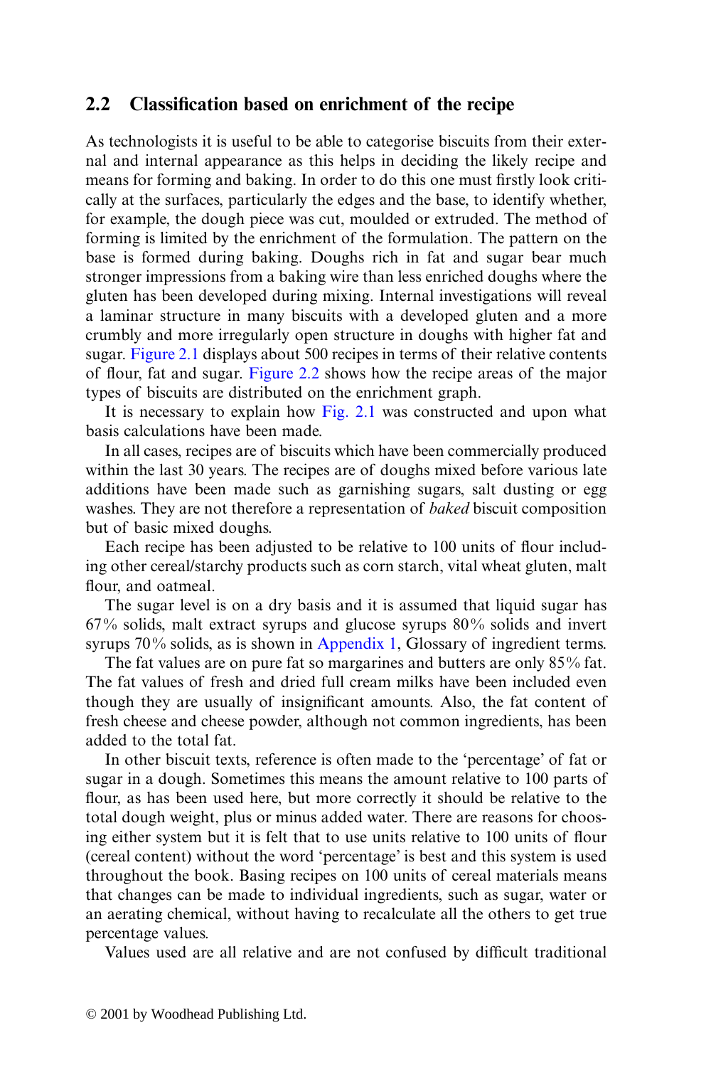## 2.2 Classification based on enrichment of the recipe

As technologists it is useful to be able to categorise biscuits from their external and internal appearance as this helps in deciding the likely recipe and means for forming and baking. In order to do this one must firstly look critically at the surfaces, particularly the edges and the base, to identify whether, for example, the dough piece was cut, moulded or extruded. The method of forming is limited by the enrichment of the formulation. The pattern on the base is formed during baking. Doughs rich in fat and sugar bear much stronger impressions from a baking wire than less enriched doughs where the gluten has been developed during mixing. Internal investigations will reveal a laminar structure in many biscuits with a developed gluten and a more crumbly and more irregularly open structure in doughs with higher fat and sugar. Figure 2.1 displays about 500 recipes in terms of their relative contents of flour, fat and sugar. Figure 2.2 shows how the recipe areas of the major types of biscuits are distributed on the enrichment graph.

It is necessary to explain how Fig. 2.1 was constructed and upon what basis calculations have been made.

In all cases, recipes are of biscuits which have been commercially produced within the last 30 years. The recipes are of doughs mixed before various late additions have been made such as garnishing sugars, salt dusting or egg washes. They are not therefore a representation of *baked* biscuit composition but of basic mixed doughs.

Each recipe has been adjusted to be relative to 100 units of flour including other cereal/starchy products such as corn starch, vital wheat gluten, malt flour, and oatmeal.

The sugar level is on a dry basis and it is assumed that liquid sugar has 67% solids, malt extract syrups and glucose syrups 80% solids and invert syrups 70% solids, as is shown in Appendix 1, Glossary of ingredient terms.

The fat values are on pure fat so margarines and butters are only 85% fat. The fat values of fresh and dried full cream milks have been included even though they are usually of insignificant amounts. Also, the fat content of fresh cheese and cheese powder, although not common ingredients, has been added to the total fat.

In other biscuit texts, reference is often made to the 'percentage' of fat or sugar in a dough. Sometimes this means the amount relative to 100 parts of flour, as has been used here, but more correctly it should be relative to the total dough weight, plus or minus added water. There are reasons for choosing either system but it is felt that to use units relative to 100 units of flour (cereal content) without the word 'percentage' is best and this system is used throughout the book. Basing recipes on 100 units of cereal materials means that changes can be made to individual ingredients, such as sugar, water or an aerating chemical, without having to recalculate all the others to get true percentage values.

Values used are all relative and are not confused by difficult traditional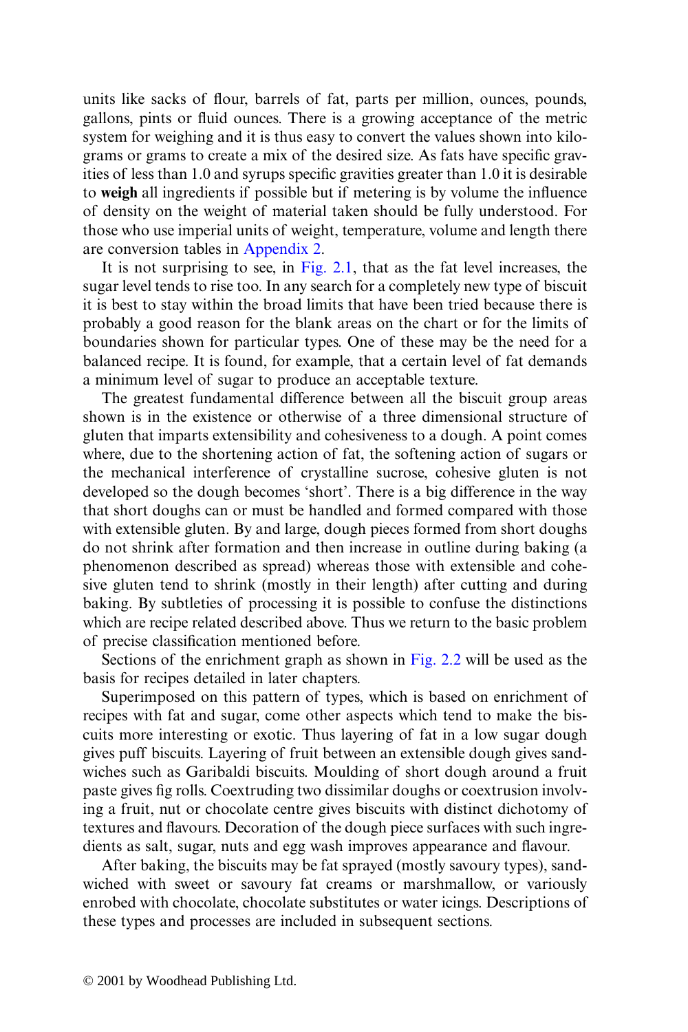units like sacks of flour, barrels of fat, parts per million, ounces, pounds, gallons, pints or fluid ounces. There is a growing acceptance of the metric system for weighing and it is thus easy to convert the values shown into kilograms or grams to create a mix of the desired size. As fats have specific gravities of less than 1.0 and syrups specific gravities greater than 1.0 it is desirable to **weigh** all ingredients if possible but if metering is by volume the influence of density on the weight of material taken should be fully understood. For those who use imperial units of weight, temperature, volume and length there are conversion tables in Appendix 2.

It is not surprising to see, in Fig. 2.1, that as the fat level increases, the sugar level tends to rise too. In any search for a completely new type of biscuit it is best to stay within the broad limits that have been tried because there is probably a good reason for the blank areas on the chart or for the limits of boundaries shown for particular types. One of these may be the need for a balanced recipe. It is found, for example, that a certain level of fat demands a minimum level of sugar to produce an acceptable texture.

The greatest fundamental difference between all the biscuit group areas shown is in the existence or otherwise of a three dimensional structure of gluten that imparts extensibility and cohesiveness to a dough. A point comes where, due to the shortening action of fat, the softening action of sugars or the mechanical interference of crystalline sucrose, cohesive gluten is not developed so the dough becomes 'short'. There is a big difference in the way that short doughs can or must be handled and formed compared with those with extensible gluten. By and large, dough pieces formed from short doughs do not shrink after formation and then increase in outline during baking (a phenomenon described as spread) whereas those with extensible and cohesive gluten tend to shrink (mostly in their length) after cutting and during baking. By subtleties of processing it is possible to confuse the distinctions which are recipe related described above. Thus we return to the basic problem of precise classification mentioned before.

Sections of the enrichment graph as shown in Fig. 2.2 will be used as the basis for recipes detailed in later chapters.

Superimposed on this pattern of types, which is based on enrichment of recipes with fat and sugar, come other aspects which tend to make the biscuits more interesting or exotic. Thus layering of fat in a low sugar dough gives puff biscuits. Layering of fruit between an extensible dough gives sandwiches such as Garibaldi biscuits. Moulding of short dough around a fruit paste gives fig rolls. Coextruding two dissimilar doughs or coextrusion involving a fruit, nut or chocolate centre gives biscuits with distinct dichotomy of textures and flavours. Decoration of the dough piece surfaces with such ingredients as salt, sugar, nuts and egg wash improves appearance and flavour.

After baking, the biscuits may be fat sprayed (mostly savoury types), sandwiched with sweet or savoury fat creams or marshmallow, or variously enrobed with chocolate, chocolate substitutes or water icings. Descriptions of these types and processes are included in subsequent sections.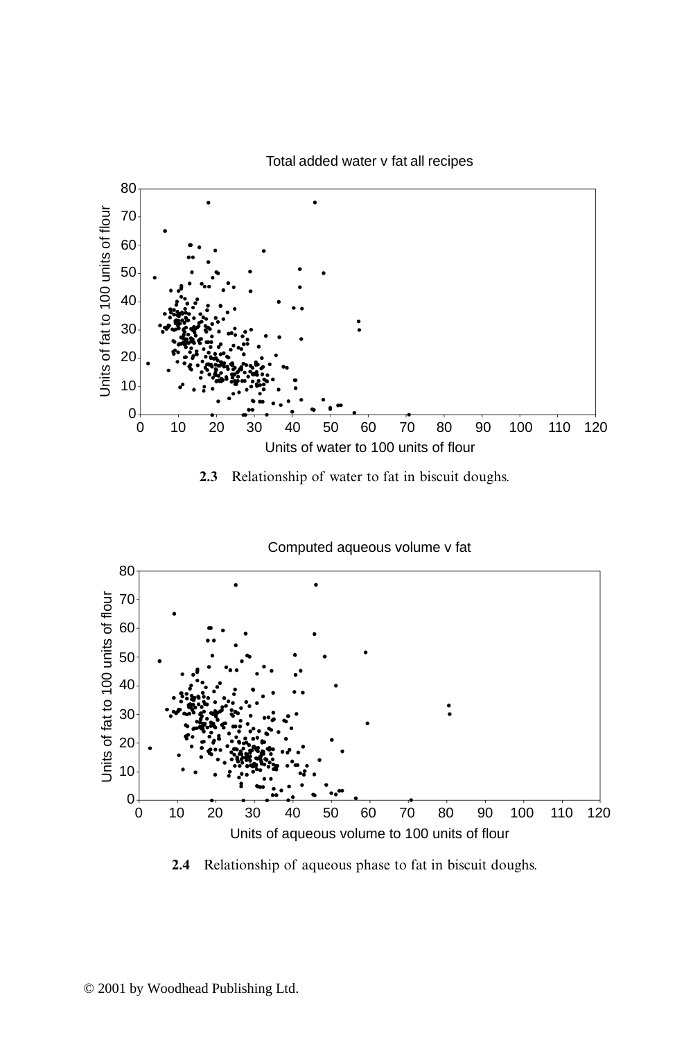**2.3** Relationship of water to fat in biscuit doughs.

**2.4** Relationship of aqueous phase to fat in biscuit doughs.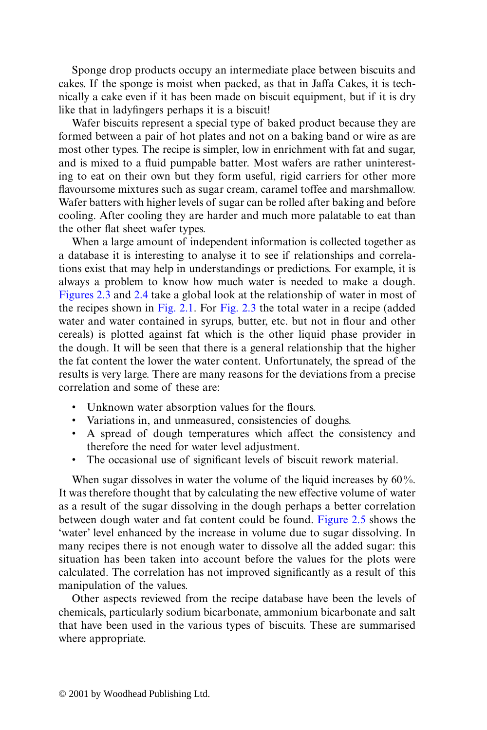Sponge drop products occupy an intermediate place between biscuits and cakes. If the sponge is moist when packed, as that in Jaffa Cakes, it is technically a cake even if it has been made on biscuit equipment, but if it is dry like that in ladyfingers perhaps it is a biscuit!

Wafer biscuits represent a special type of baked product because they are formed between a pair of hot plates and not on a baking band or wire as are most other types. The recipe is simpler, low in enrichment with fat and sugar, and is mixed to a fluid pumpable batter. Most wafers are rather uninteresting to eat on their own but they form useful, rigid carriers for other more flavoursome mixtures such as sugar cream, caramel toffee and marshmallow. Wafer batters with higher levels of sugar can be rolled after baking and before cooling. After cooling they are harder and much more palatable to eat than the other flat sheet wafer types.

When a large amount of independent information is collected together as a database it is interesting to analyse it to see if relationships and correlations exist that may help in understandings or predictions. For example, it is always a problem to know how much water is needed to make a dough. Figures 2.3 and 2.4 take a global look at the relationship of water in most of the recipes shown in Fig. 2.1. For Fig. 2.3 the total water in a recipe (added water and water contained in syrups, butter, etc. but not in flour and other cereals) is plotted against fat which is the other liquid phase provider in the dough. It will be seen that there is a general relationship that the higher the fat content the lower the water content. Unfortunately, the spread of the results is very large. There are many reasons for the deviations from a precise correlation and some of these are:

- Unknown water absorption values for the flours.
- Variations in, and unmeasured, consistencies of doughs.
- A spread of dough temperatures which affect the consistency and therefore the need for water level adjustment.
- The occasional use of significant levels of biscuit rework material.

When sugar dissolves in water the volume of the liquid increases by 60%. It was therefore thought that by calculating the new effective volume of water as a result of the sugar dissolving in the dough perhaps a better correlation between dough water and fat content could be found. Figure 2.5 shows the 'water' level enhanced by the increase in volume due to sugar dissolving. In many recipes there is not enough water to dissolve all the added sugar: this situation has been taken into account before the values for the plots were calculated. The correlation has not improved significantly as a result of this manipulation of the values.

Other aspects reviewed from the recipe database have been the levels of chemicals, particularly sodium bicarbonate, ammonium bicarbonate and salt that have been used in the various types of biscuits. These are summarised where appropriate.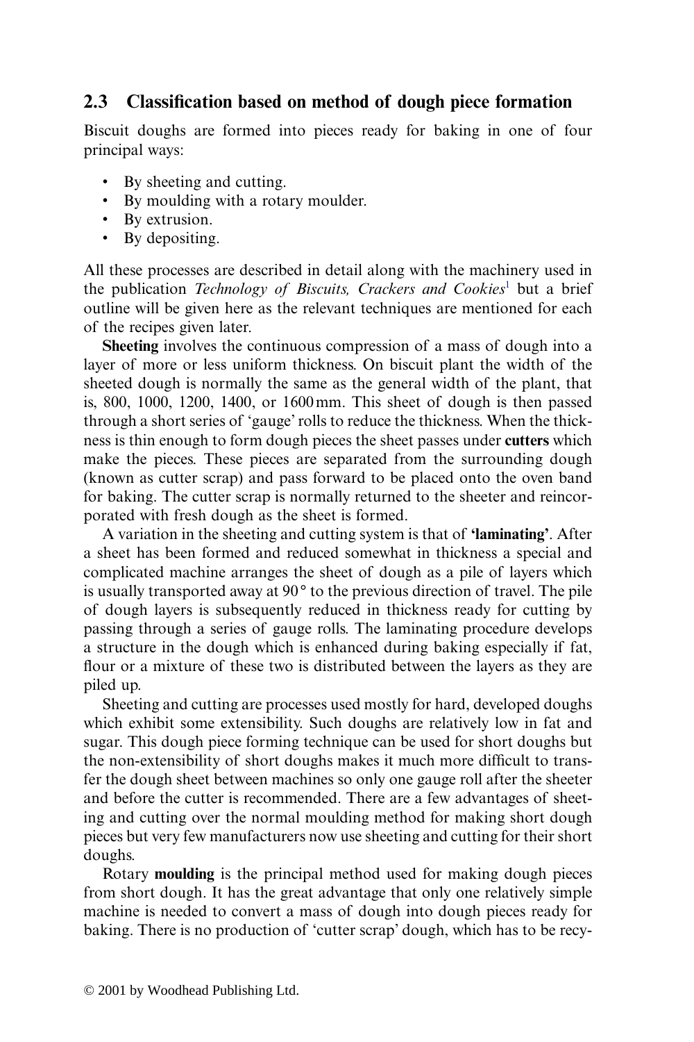## 2.3 Classification based on method of dough piece formation

Biscuit doughs are formed into pieces ready for baking in one of four principal ways:

- By sheeting and cutting.
- By moulding with a rotary moulder.
- By extrusion.
- By depositing.

All these processes are described in detail along with the machinery used in the publication *Technology of Biscuits, Crackers and Cookies*[1] but a brief outline will be given here as the relevant techniques are mentioned for each of the recipes given later.

**Sheeting** involves the continuous compression of a mass of dough into a layer of more or less uniform thickness. On biscuit plant the width of the sheeted dough is normally the same as the general width of the plant, that is, 800, 1000, 1200, 1400, or 1600 mm. This sheet of dough is then passed through a short series of 'gauge' rolls to reduce the thickness. When the thickness is thin enough to form dough pieces the sheet passes under **cutters** which make the pieces. These pieces are separated from the surrounding dough (known as cutter scrap) and pass forward to be placed onto the oven band for baking. The cutter scrap is normally returned to the sheeter and reincorporated with fresh dough as the sheet is formed.

A variation in the sheeting and cutting system is that of **'laminating'**. After a sheet has been formed and reduced somewhat in thickness a special and complicated machine arranges the sheet of dough as a pile of layers which is usually transported away at 90° to the previous direction of travel. The pile of dough layers is subsequently reduced in thickness ready for cutting by passing through a series of gauge rolls. The laminating procedure develops a structure in the dough which is enhanced during baking especially if fat, flour or a mixture of these two is distributed between the layers as they are piled up.

Sheeting and cutting are processes used mostly for hard, developed doughs which exhibit some extensibility. Such doughs are relatively low in fat and sugar. This dough piece forming technique can be used for short doughs but the non-extensibility of short doughs makes it much more difficult to transfer the dough sheet between machines so only one gauge roll after the sheeter and before the cutter is recommended. There are a few advantages of sheeting and cutting over the normal moulding method for making short dough pieces but very few manufacturers now use sheeting and cutting for their short doughs.

Rotary **moulding** is the principal method used for making dough pieces from short dough. It has the great advantage that only one relatively simple machine is needed to convert a mass of dough into dough pieces ready for baking. There is no production of 'cutter scrap' dough, which has to be recy-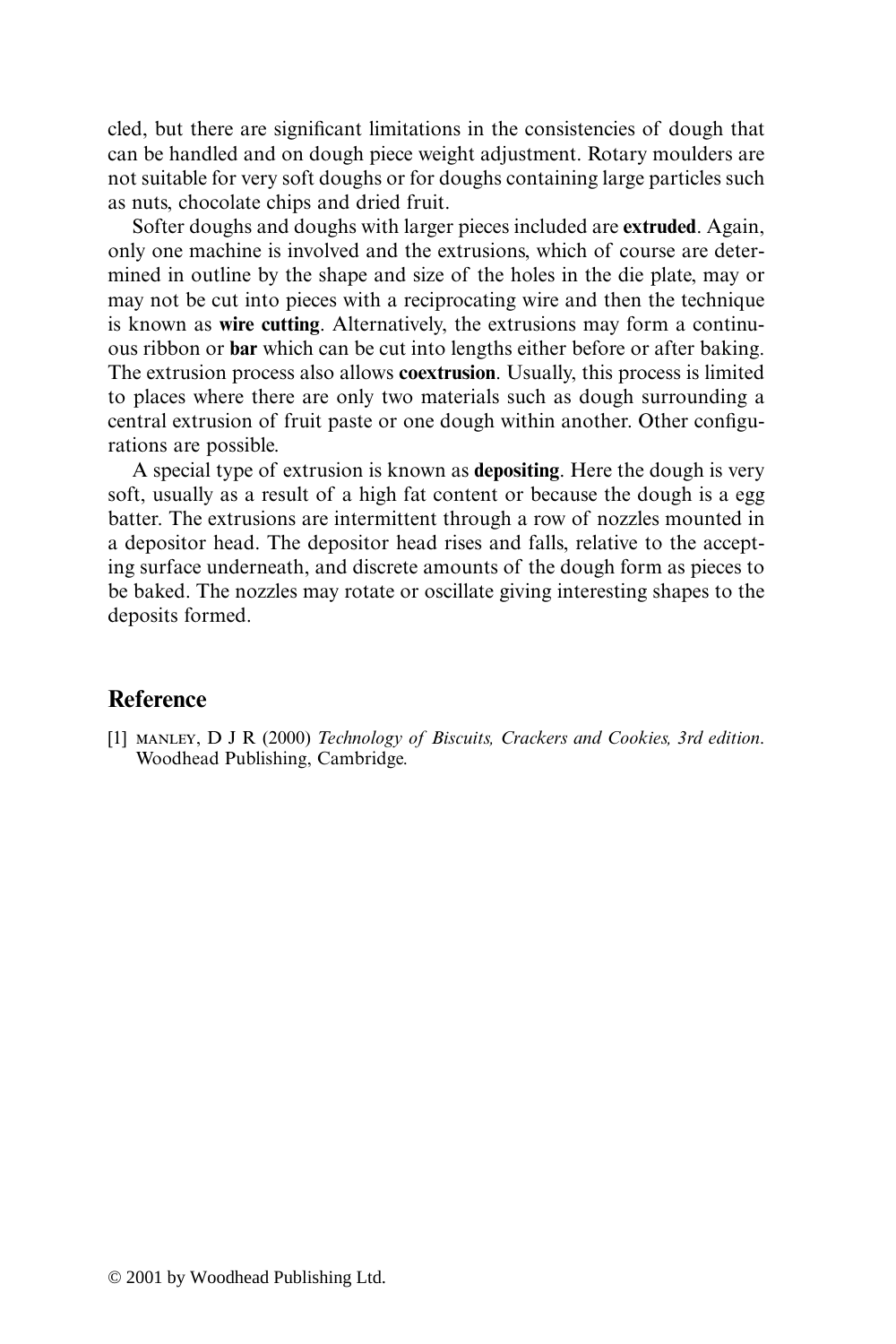cled, but there are significant limitations in the consistencies of dough that can be handled and on dough piece weight adjustment. Rotary moulders are not suitable for very soft doughs or for doughs containing large particles such as nuts, chocolate chips and dried fruit.

Softer doughs and doughs with larger pieces included are **extruded**. Again, only one machine is involved and the extrusions, which of course are determined in outline by the shape and size of the holes in the die plate, may or may not be cut into pieces with a reciprocating wire and then the technique is known as **wire cutting**. Alternatively, the extrusions may form a continuous ribbon or **bar** which can be cut into lengths either before or after baking. The extrusion process also allows **coextrusion**. Usually, this process is limited to places where there are only two materials such as dough surrounding a central extrusion of fruit paste or one dough within another. Other configurations are possible.

A special type of extrusion is known as **depositing**. Here the dough is very soft, usually as a result of a high fat content or because the dough is a egg batter. The extrusions are intermittent through a row of nozzles mounted in a depositor head. The depositor head rises and falls, relative to the accepting surface underneath, and discrete amounts of the dough form as pieces to be baked. The nozzles may rotate or oscillate giving interesting shapes to the deposits formed.

## Reference

[1] MANLEY, D J R (2000) *Technology of Biscuits, Crackers and Cookies, 3rd edition*. Woodhead Publishing, Cambridge.

© 2001 by Woodhead Publishing Ltd.